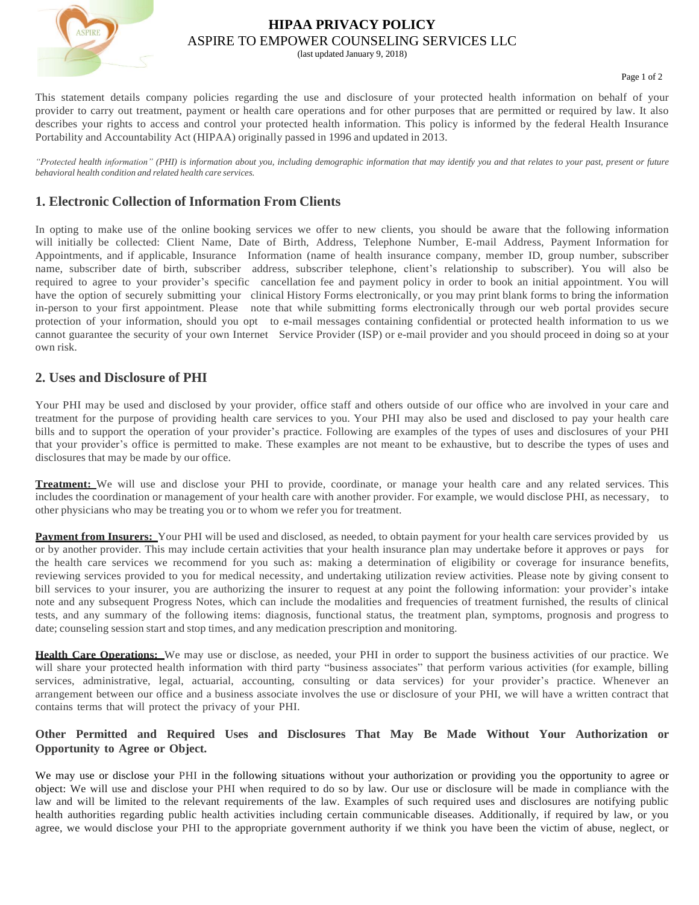# HIPAA PRIVACY POLICY

ASPIRE TO EMPOWER COUNSELING SERVICES LLC

(last updated January 9, 2018)

This statement details company policies regarding the use and disclosure of your protected health information on behalf of your provider to carry out treatment, payment or health care operations and for other purposes that are permitted or required by law. It also describes your rights to access and control your protected health information. This policy is informed by the federal Health Insurance Portability and Accountability Act (HIPAA) originally passed in 1996 and updated in 2013.

*"Protected health information" (PHI) is information about you, including demographic information that may identify you and that relates to your past, present or future behavioral health condition and related health care services.*

## 1. Electronic Collection of Information From Clients

In opting to make use of the online booking services we offer to new clients, you should be aware that the following information will initially be collected: Client Name, Date of Birth, Address, Telephone Number, E-mail Address, Payment Information for Appointments, and if applicable, Insurance Information (name of health insurance company, member ID, group number, subscriber name, subscriber date of birth, subscriber address, subscriber telephone, client's relationship to subscriber). You will also be required to agree to your provider's specific cancellation fee and payment policy in order to book an initial appointment. You will have the option of securely submitting your clinical History Forms electronically, or you may print blank forms to bring the information in-person to your first appointment. Please note that while submitting forms electronically through our web portal provides secure protection of your information, should you opt to e-mail messages containing confidential or protected health information to us we cannot guarantee the security of your own Internet Service Provider (ISP) or e-mail provider and you should proceed in doing so at your own risk.

## 2. Uses and Disclosure of PHI

Your PHI may be used and disclosed by your provider, office staff and others outside of our office who are involved in your care and treatment for the purpose of providing health care services to you. Your PHI may also be used and disclosed to pay your health care bills and to support the operation of your provider's practice. Following are examples of the types of uses and disclosures of your PHI that your provider's office is permitted to make. These examples are not meant to be exhaustive, but to describe the types of uses and disclosures that may be made by our office.

**Treatment:** We will use and disclose your PHI to provide, coordinate, or manage your health care and any related services. This includes the coordination or management of your health care with another provider. For example, we would disclose PHI, as necessary, to other physicians who may be treating you or to whom we refer you for treatment.

**Payment from Insurers:** Your PHI will be used and disclosed, as needed, to obtain payment for your health care services provided by us or by another provider. This may include certain activities that your health insurance plan may undertake before it approves or pays for the health care services we recommend for you such as: making a determination of eligibility or coverage for insurance benefits, reviewing services provided to you for medical necessity, and undertaking utilization review activities. Please note by giving consent to bill services to your insurer, you are authorizing the insurer to request at any point the following information: your provider's intake note and any subsequent Progress Notes, which can include the modalities and frequencies of treatment furnished, the results of clinical tests, and any summary of the following items: diagnosis, functional status, the treatment plan, symptoms, prognosis and progress to date; counseling session start and stop times, and any medication prescription and monitoring.

**Health Care Operations:** We may use or disclose, as needed, your PHI in order to support the business activities of our practice. We will share your protected health information with third party "business associates" that perform various activities (for example, billing services, administrative, legal, actuarial, accounting, consulting or data services) for your provider's practice. Whenever an arrangement between our office and a business associate involves the use or disclosure of your PHI, we will have a written contract that contains terms that will protect the privacy of your PHI.

### Other Permitted and Required Uses and Disclosures That May Be Made Without Your Authorization or Opportunity to Agree or Object.

We may use or disclose your PHI in the following situations without your authorization or providing you the opportunity to agree or object: We will use and disclose your PHI when required to do so by law. Our use or disclosure will be made in compliance with the law and will be limited to the relevant requirements of the law. Examples of such required uses and disclosures are notifying public health authorities regarding public health activities including certain communicable diseases. Additionally, if required by law, or you agree, we would disclose your PHI to the appropriate government authority if we think you have been the victim of abuse, neglect, or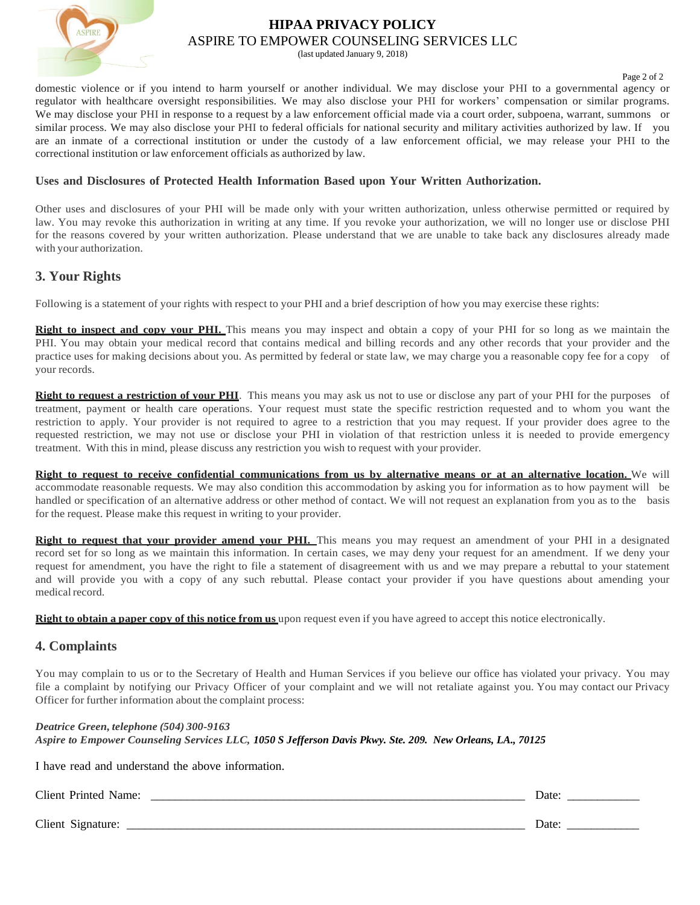domestic violence or if you intend to harm yourself or another individual. We may disclose your PHI to a governmental agency or regulator with healthcare oversight responsibilities. We may also disclose your PHI for workers' compensation or similar programs. We may disclose your PHI in response to a request by a law enforcement official made via a court order, subpoena, warrant, summons or similar process. We may also disclose your PHI to federal officials for national security and military activities authorized by law. If you are an inmate of a correctional institution or under the custody of a law enforcement official, we may release your PHI to the correctional institution or law enforcement officials as authorized by law.

**Uses and Disclosures of Protected Health Information Based upon Your Written Authorization.**

Other uses and disclosures of your PHI will be made only with your written authorization, unless otherwise permitted or required by law. You may revoke this authorization in writing at any time. If you revoke your authorization, we will no longer use or disclose PHI for the reasons covered by your written authorization. Please understand that we are unable to take back any disclosures already made with your authorization.

## 3. Your Rights

Following is a statement of your rights with respect to your PHI and a brief description of how you may exercise these rights:

**Right to inspect and copy your PHI.** This means you may inspect and obtain a copy of your PHI for so long as we maintain the PHI. You may obtain your medical record that contains medical and billing records and any other records that your provider and the practice uses for making decisions about you. As permitted by federal or state law, we may charge you a reasonable copy fee for a copy of your records.

**Right to request a restriction of your PHI**. This means you may ask us not to use or disclose any part of your PHI for the purposes of treatment, payment or health care operations. Your request must state the specific restriction requested and to whom you want the restriction to apply. Your provider is not required to agree to a restriction that you may request. If your provider does agree to the requested restriction, we may not use or disclose your PHI in violation of that restriction unless it is needed to provide emergency treatment. With this in mind, please discuss any restriction you wish to request with your provider.

**Right to request to receive confidential communications from us by alternative means or at an alternative location.** We will accommodate reasonable requests. We may also condition this accommodation by asking you for information as to how payment will be handled or specification of an alternative address or other method of contact. We will not request an explanation from you as to the basis for the request. Please make this request in writing to your provider.

**Right to request that your provider amend your PHI.** This means you may request an amendment of your PHI in a designated record set for so long as we maintain this information. In certain cases, we may deny your request for an amendment. If we deny your request for amendment, you have the right to file a statement of disagreement with us and we may prepare a rebuttal to your statement and will provide you with a copy of any such rebuttal. Please contact your provider if you have questions about amending your medical record.

**Right to obtain a paper copy of this notice from us** upon request even if you have agreed to accept this notice electronically.

## 4. Complaints

You may complain to us or to the Secretary of Health and Human Services if you believe our office has violated your privacy. You may file a complaint by notifying our Privacy Officer of your complaint and we will not retaliate against you. You may contact our Privacy Officer for further information about the complaint process:

***Deatrice Green, telephone (504) 300-9163***
***Aspire to Empower Counseling Services LLC, 1050 S Jefferson Davis Pkwy. Ste. 209. New Orleans, LA., 70125***

I have read and understand the above information.

Client Printed Name: ______________________________________________________________ Date: ___________

Client Signature: __________________________________________________________________ Date: ___________